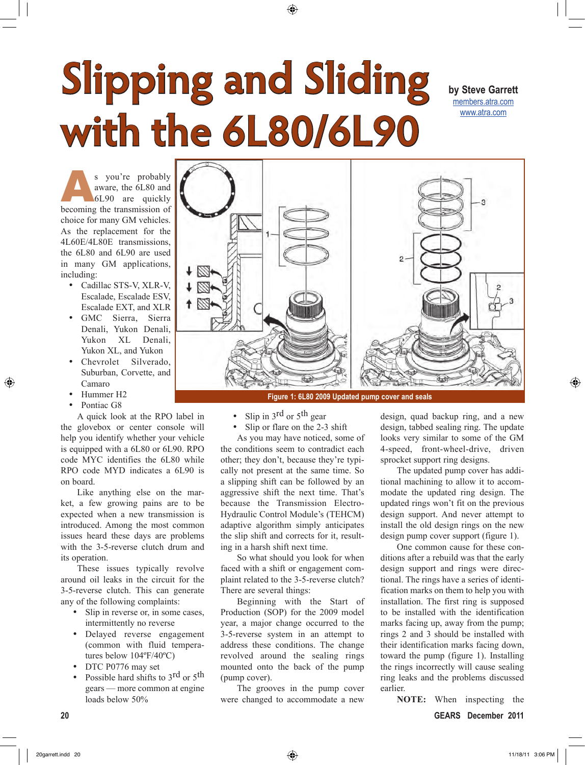# Slipping and Sliding with the 6L80/6L90

by Steve Garrett
members.atra.com
www.atra.com

As you're probably aware, the 6L80 and 6L90 are quickly becoming the transmission of choice for many GM vehicles. As the replacement for the 4L60E/4L80E transmissions, the 6L80 and 6L90 are used in many GM applications, including:

- Cadillac STS-V, XLR-V, Escalade, Escalade ESV, Escalade EXT, and XLR
- GMC Sierra, Sierra Denali, Yukon Denali, Yukon XL Denali, Yukon XL, and Yukon
- Chevrolet Silverado, Suburban, Corvette, and Camaro
- Hummer H2
- Pontiac G8

Figure 1: 6L80 2009 Updated pump cover and seals

A quick look at the RPO label in the glovebox or center console will help you identify whether your vehicle is equipped with a 6L80 or 6L90. RPO code MYC identifies the 6L80 while RPO code MYD indicates a 6L90 is on board.

Like anything else on the market, a few growing pains are to be expected when a new transmission is introduced. Among the most common issues heard these days are problems with the 3-5-reverse clutch drum and its operation.

These issues typically revolve around oil leaks in the circuit for the 3-5-reverse clutch. This can generate any of the following complaints:

- Slip in reverse or, in some cases, intermittently no reverse
- Delayed reverse engagement (common with fluid temperatures below 104ºF/40ºC)
- DTC P0776 may set
- Possible hard shifts to 3rd or 5th gears — more common at engine loads below 50%
- Slip in 3rd or 5th gear
- Slip or flare on the 2-3 shift

As you may have noticed, some of the conditions seem to contradict each other; they don't, because they're typically not present at the same time. So a slipping shift can be followed by an aggressive shift the next time. That's because the Transmission Electro-Hydraulic Control Module's (TEHCM) adaptive algorithm simply anticipates the slip shift and corrects for it, resulting in a harsh shift next time.

So what should you look for when faced with a shift or engagement complaint related to the 3-5-reverse clutch? There are several things:

Beginning with the Start of Production (SOP) for the 2009 model year, a major change occurred to the 3-5-reverse system in an attempt to address these conditions. The change revolved around the sealing rings mounted onto the back of the pump (pump cover).

The grooves in the pump cover were changed to accommodate a new design, quad backup ring, and a new design, tabbed sealing ring. The update looks very similar to some of the GM 4-speed, front-wheel-drive, driven sprocket support ring designs.

The updated pump cover has additional machining to allow it to accommodate the updated ring design. The updated rings won't fit on the previous design support. And never attempt to install the old design rings on the new design pump cover support (figure 1).

One common cause for these conditions after a rebuild was that the early design support and rings were directional. The rings have a series of identification marks on them to help you with installation. The first ring is supposed to be installed with the identification marks facing up, away from the pump; rings 2 and 3 should be installed with their identification marks facing down, toward the pump (figure 1). Installing the rings incorrectly will cause sealing ring leaks and the problems discussed earlier.

**NOTE:** When inspecting the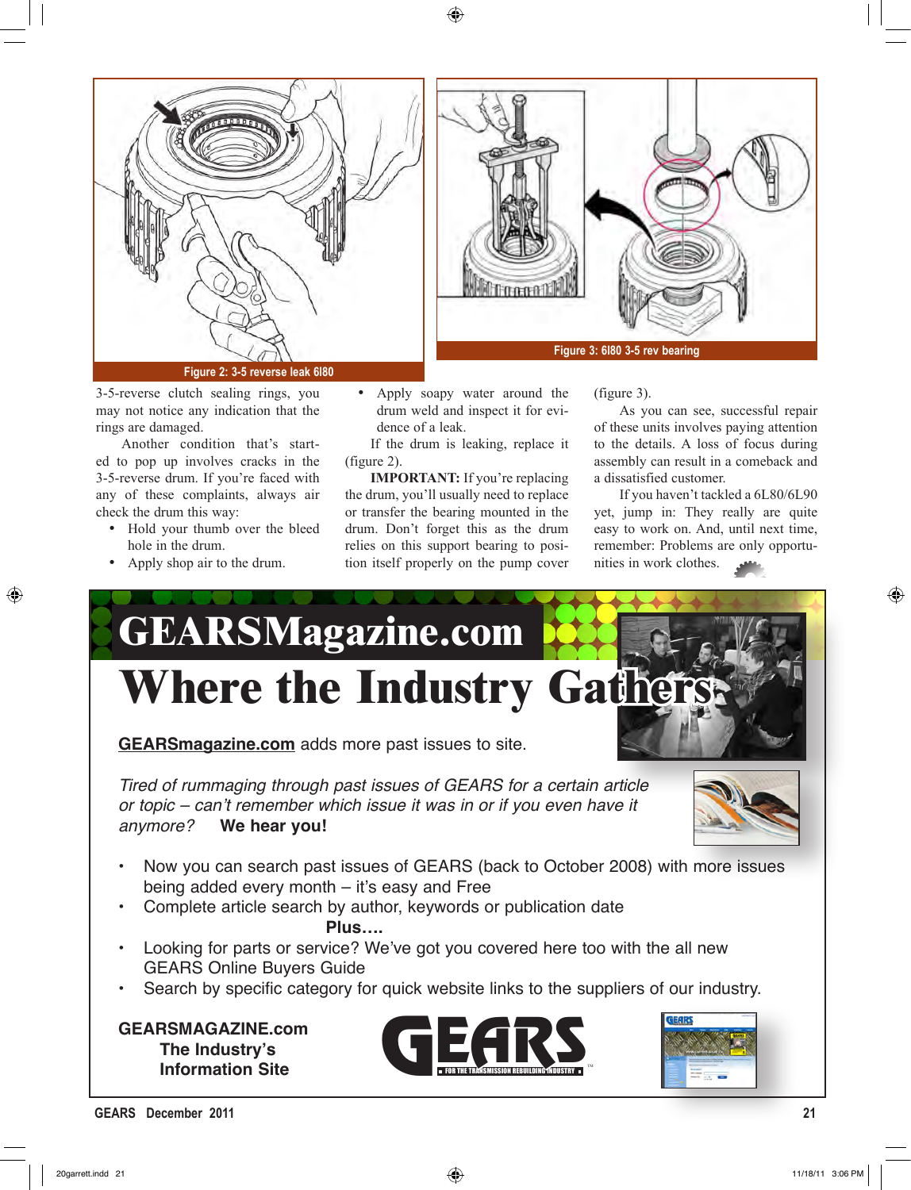Figure 2: 3-5 reverse leak 6l80

Figure 3: 6l80 3-5 rev bearing

3-5-reverse clutch sealing rings, you may not notice any indication that the rings are damaged.

Another condition that's started to pop up involves cracks in the 3-5-reverse drum. If you're faced with any of these complaints, always air check the drum this way:

- Hold your thumb over the bleed hole in the drum.
- Apply shop air to the drum.
- Apply soapy water around the drum weld and inspect it for evidence of a leak.

If the drum is leaking, replace it (figure 2).

**IMPORTANT:** If you're replacing the drum, you'll usually need to replace or transfer the bearing mounted in the drum. Don't forget this as the drum relies on this support bearing to position itself properly on the pump cover (figure 3).

As you can see, successful repair of these units involves paying attention to the details. A loss of focus during assembly can result in a comeback and a dissatisfied customer.

If you haven't tackled a 6L80/6L90 yet, jump in: They really are quite easy to work on. And, until next time, remember: Problems are only opportunities in work clothes.

# GEARSMagazine.com

# Where the Industry Gathers

**GEARSmagazine.com** adds more past issues to site.

*Tired of rummaging through past issues of GEARS for a certain article or topic – can't remember which issue it was in or if you even have it anymore?* **We hear you!**

- Now you can search past issues of GEARS (back to October 2008) with more issues being added every month – it's easy and Free
- Complete article search by author, keywords or publication date

**Plus….**

- Looking for parts or service? We've got you covered here too with the all new GEARS Online Buyers Guide
- Search by specific category for quick website links to the suppliers of our industry.

**GEARSMAGAZINE.com**
**The Industry's Information Site**

GEARS
FOR THE TRANSMISSION REBUILDING INDUSTRY